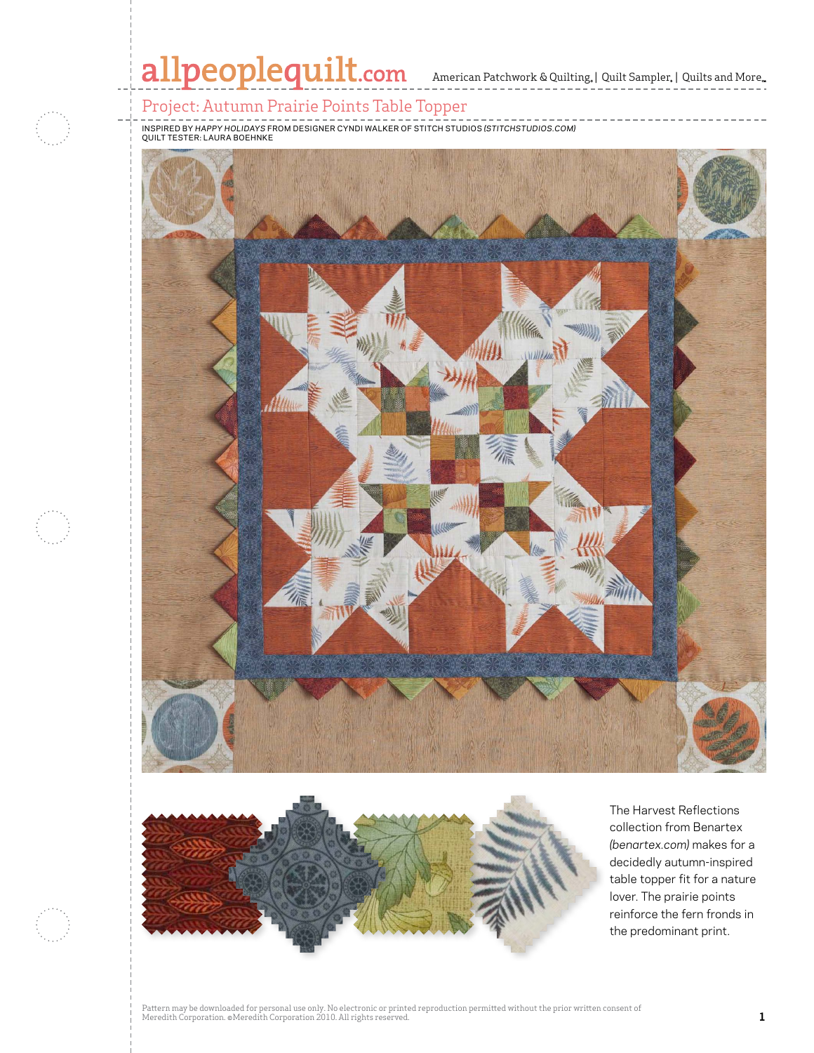# Project: Autumn Prairie Points Table Topper

INSPIRED BY *HAPPY HOLIDAYS* FROM DESIGNER CYNDI WALKER OF STITCH STUDIOS *(STITCHSTUDIOS.COM)*
QUILT TESTER: LAURA BOEHNKE

The Harvest Reflections collection from Benartex *(benartex.com)* makes for a decidedly autumn-inspired table topper for a nature lover. The prairie points reinforce the fern fronds in the predominant print.

Pattern may be downloaded for personal use only. No electronic or printed reproduction permitted without the prior written consent of Meredith Corporation. ©Meredith Corporation 2010. All rights reserved.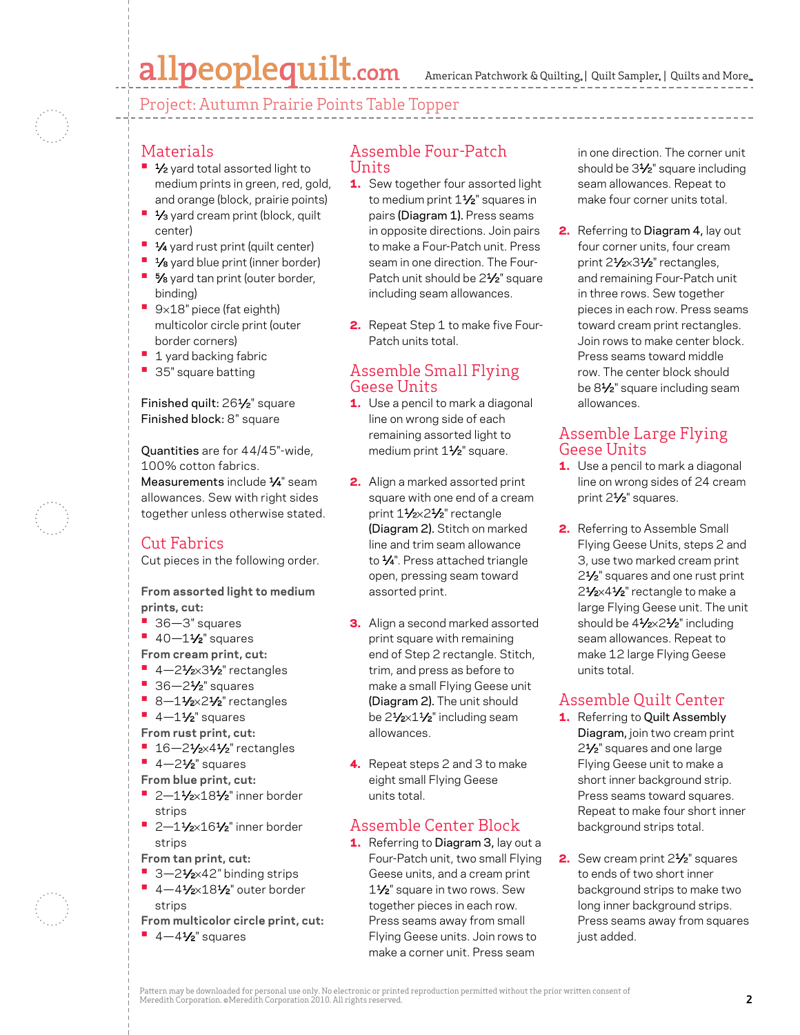## Project: Autumn Prairie Points Table Topper

## Materials

- ½ yard total assorted light to medium prints in green, red, gold, and orange (block, prairie points)
- ⅓ yard cream print (block, quilt center)
- ¼ yard rust print (quilt center)
- ⅛ yard blue print (inner border)
- ⅝ yard tan print (outer border, binding)
- 9×18" piece (fat eighth) multicolor circle print (outer border corners)
- 1 yard backing fabric
- 35" square batting

**Finished quilt:** 26½" square
**Finished block:** 8" square

**Quantities** are for 44/45"-wide, 100% cotton fabrics.
**Measurements** include ¼" seam allowances. Sew with right sides together unless otherwise stated.

## Cut Fabrics

Cut pieces in the following order.

**From assorted light to medium prints, cut:**
- 36—3" squares
- 40—1½" squares

**From cream print, cut:**
- 4—2½×3½" rectangles
- 36—2½" squares
- 8—1½×2½" rectangles
- 4—1½" squares

**From rust print, cut:**
- 16—2½×4½" rectangles
- 4—2½" squares

**From blue print, cut:**
- 2—1½×18½" inner border strips
- 2—1½×16½" inner border strips

**From tan print, cut:**
- 3—2½×42" binding strips
- 4—4½×18½" outer border strips

**From multicolor circle print, cut:**
- 4—4½" squares

## Assemble Four-Patch Units

1. Sew together four assorted light to medium print 1½" squares in pairs **(Diagram 1).** Press seams in opposite directions. Join pairs to make a Four-Patch unit. Press seam in one direction. The Four-Patch unit should be 2½" square including seam allowances.

2. Repeat Step 1 to make five Four-Patch units total.

## Assemble Small Flying Geese Units

1. Use a pencil to mark a diagonal line on wrong side of each remaining assorted light to medium print 1½" square.

2. Align a marked assorted print square with one end of a cream print 1½×2½" rectangle **(Diagram 2).** Stitch on marked line and trim seam allowance to ¼". Press attached triangle open, pressing seam toward assorted print.

3. Align a second marked assorted print square with remaining end of Step 2 rectangle. Stitch, trim, and press as before to make a small Flying Geese unit **(Diagram 2).** The unit should be 2½×1½" including seam allowances.

4. Repeat steps 2 and 3 to make eight small Flying Geese units total.

## Assemble Center Block

1. Referring to **Diagram 3,** lay out a Four-Patch unit, two small Flying Geese units, and a cream print 1½" square in two rows. Sew together pieces in each row. Press seams away from small Flying Geese units. Join rows to make a corner unit. Press seam in one direction. The corner unit should be 3½" square including seam allowances. Repeat to make four corner units total.

2. Referring to **Diagram 4,** lay out four corner units, four cream print 2½×3½" rectangles, and remaining Four-Patch unit in three rows. Sew together pieces in each row. Press seams toward cream print rectangles. Join rows to make center block. Press seams toward middle row. The center block should be 8½" square including seam allowances.

## Assemble Large Flying Geese Units

1. Use a pencil to mark a diagonal line on wrong sides of 24 cream print 2½" squares.

2. Referring to Assemble Small Flying Geese Units, steps 2 and 3, use two marked cream print 2½" squares and one rust print 2½×4½" rectangle to make a large Flying Geese unit. The unit should be 4½×2½" including seam allowances. Repeat to make 12 large Flying Geese units total.

## Assemble Quilt Center

1. Referring to **Quilt Assembly Diagram,** join two cream print 2½" squares and one large Flying Geese unit to make a short inner background strip. Press seams toward squares. Repeat to make four short inner background strips total.

2. Sew cream print 2½" squares to ends of two short inner background strips to make two long inner background strips. Press seams away from squares just added.

Pattern may be downloaded for personal use only. No electronic or printed reproduction permitted without the prior written consent of Meredith Corporation. ©Meredith Corporation 2010. All rights reserved.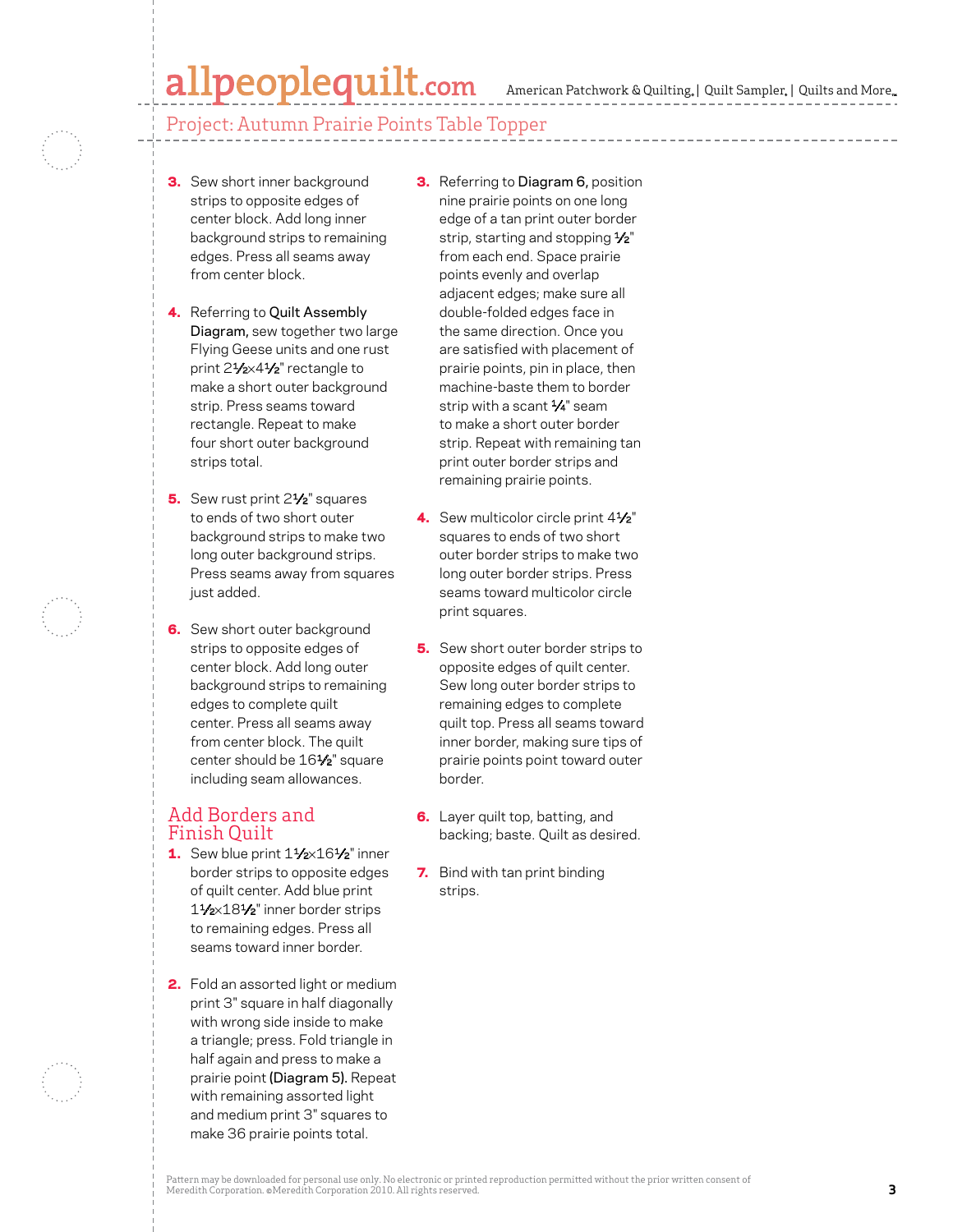3. Sew short inner background strips to opposite edges of center block. Add long inner background strips to remaining edges. Press all seams away from center block.

4. Referring to **Quilt Assembly Diagram,** sew together two large Flying Geese units and one rust print 2½×4½" rectangle to make a short outer background strip. Press seams toward rectangle. Repeat to make four short outer background strips total.

5. Sew rust print 2½" squares to ends of two short outer background strips to make two long outer background strips. Press seams away from squares just added.

6. Sew short outer background strips to opposite edges of center block. Add long outer background strips to remaining edges to complete quilt center. Press all seams away from center block. The quilt center should be 16½" square including seam allowances.

## Add Borders and Finish Quilt

1. Sew blue print 1½×16½" inner border strips to opposite edges of quilt center. Add blue print 1½×18½" inner border strips to remaining edges. Press all seams toward inner border.

2. Fold an assorted light or medium print 3" square in half diagonally with wrong side inside to make a triangle; press. Fold triangle in half again and press to make a prairie point **(Diagram 5).** Repeat with remaining assorted light and medium print 3" squares to make 36 prairie points total.

3. Referring to **Diagram 6,** position nine prairie points on one long edge of a tan print outer border strip, starting and stopping ½" from each end. Space prairie points evenly and overlap adjacent edges; make sure all double-folded edges face in the same direction. Once you are satisfied with placement of prairie points, pin in place, then machine-baste them to border strip with a scant ¼" seam to make a short outer border strip. Repeat with remaining tan print outer border strips and remaining prairie points.

4. Sew multicolor circle print 4½" squares to ends of two short outer border strips to make two long outer border strips. Press seams toward multicolor circle print squares.

5. Sew short outer border strips to opposite edges of quilt center. Sew long outer border strips to remaining edges to complete quilt top. Press all seams toward inner border, making sure tips of prairie points point toward outer border.

6. Layer quilt top, batting, and backing; baste. Quilt as desired.

7. Bind with tan print binding strips.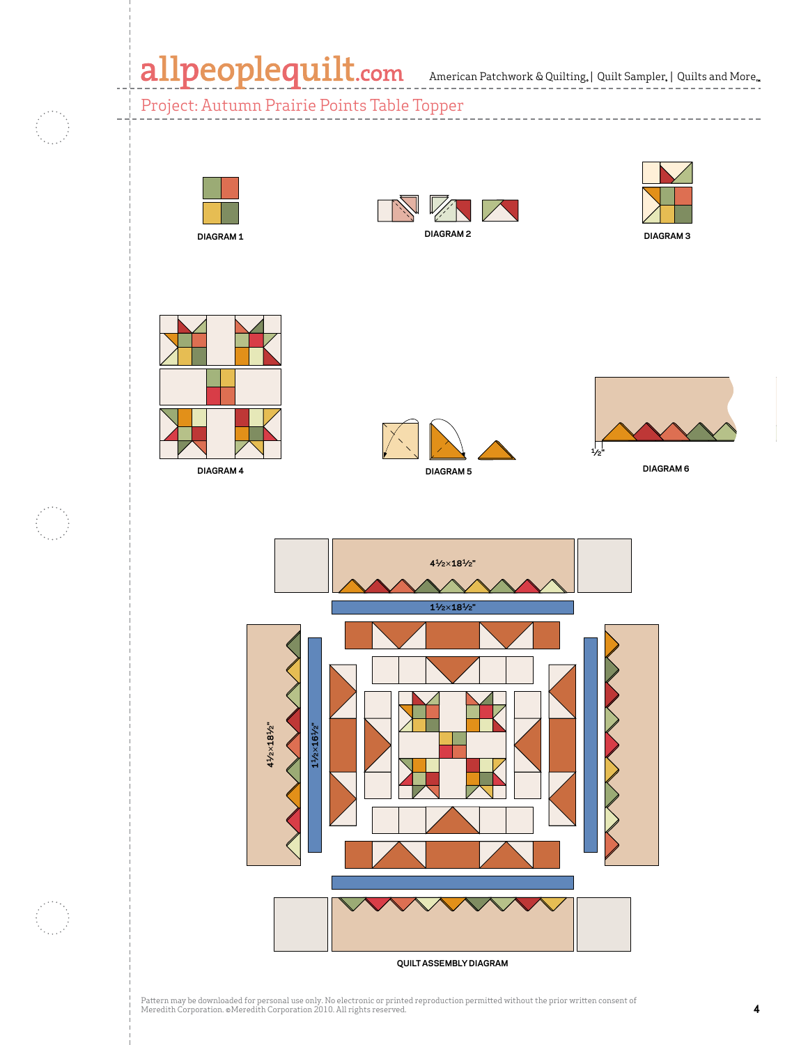Project: Autumn Prairie Points Table Topper

DIAGRAM 1

DIAGRAM 2

DIAGRAM 3

DIAGRAM 4

DIAGRAM 5

½"

DIAGRAM 6

4½×18½"

1½×18½"

4½×18½"

1½×16½"

QUILT ASSEMBLY DIAGRAM

Pattern may be downloaded for personal use only. No electronic or printed reproduction permitted without the prior written consent of Meredith Corporation. ©Meredith Corporation 2010. All rights reserved.